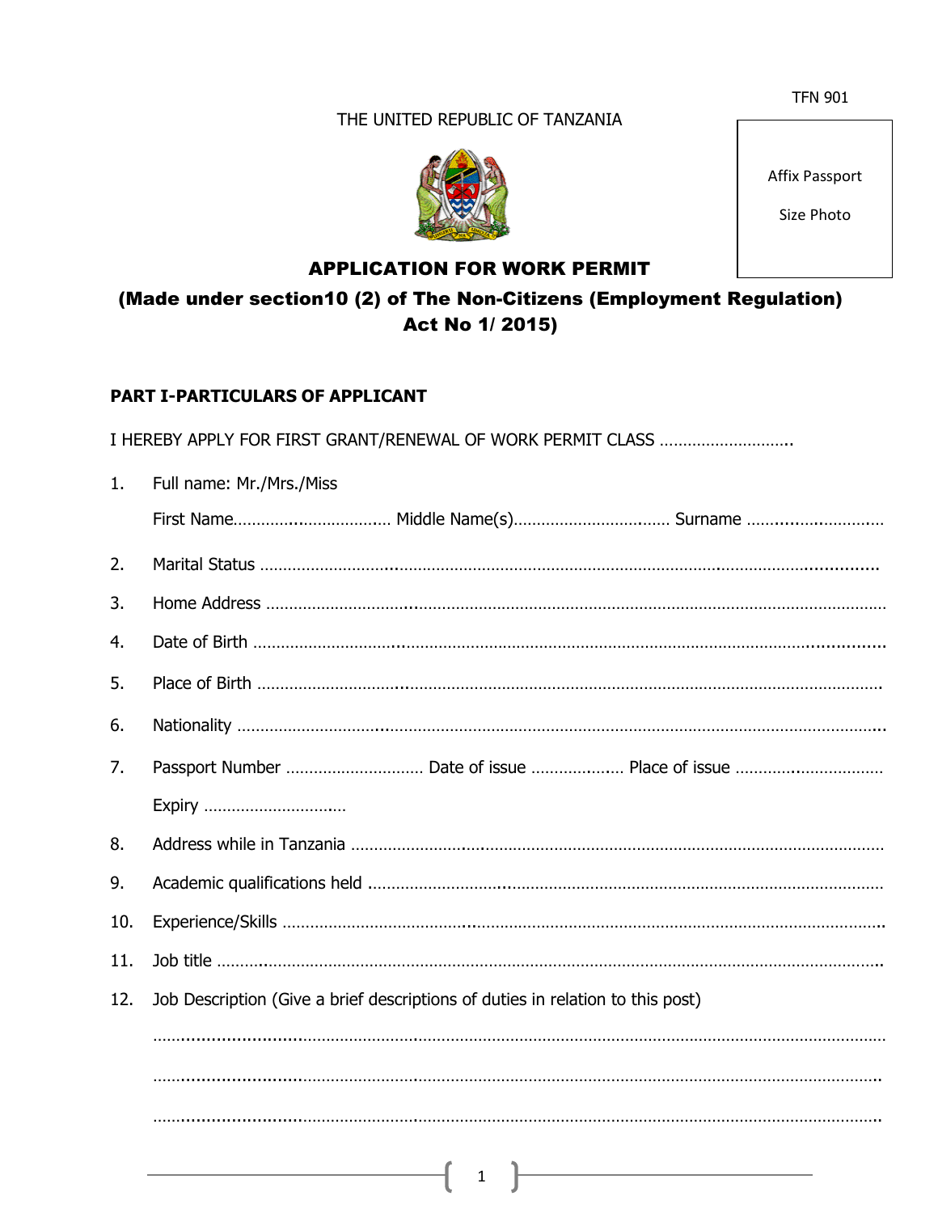TFN 901

THE UNITED REPUBLIC OF TANZANIA

Affix Passport

Size Photo

# APPLICATION FOR WORK PERMIT

## (Made under section10 (2) of The Non-Citizens (Employment Regulation) Act No 1/ 2015)

### PART I-PARTICULARS OF APPLICANT

I HEREBY APPLY FOR FIRST GRANT/RENEWAL OF WORK PERMIT CLASS ……………………….

1. Full name: Mr./Mrs./Miss

   First Name…………………………… Middle Name(s)…………………………… Surname ……………………………

2. Marital Status ……………………………………………………………………………………………………………

3. Home Address ……………………………………………………………………………………………………………

4. Date of Birth ……………………………………………………………………………………………………………

5. Place of Birth ……………………………………………………………………………………………………………

6. Nationality ……………………………………………………………………………………………………………

7. Passport Number ………………………… Date of issue ……………… Place of issue ……………………………

   Expiry …………………………

8. Address while in Tanzania ……………………………………………………………………………………………

9. Academic qualifications held ……………………………………………………………………………………………

10. Experience/Skills ……………………………………………………………………………………………………………

11. Job title ……………………………………………………………………………………………………………

12. Job Description (Give a brief descriptions of duties in relation to this post)

    ……………………………………………………………………………………………………………

    ……………………………………………………………………………………………………………

    ……………………………………………………………………………………………………………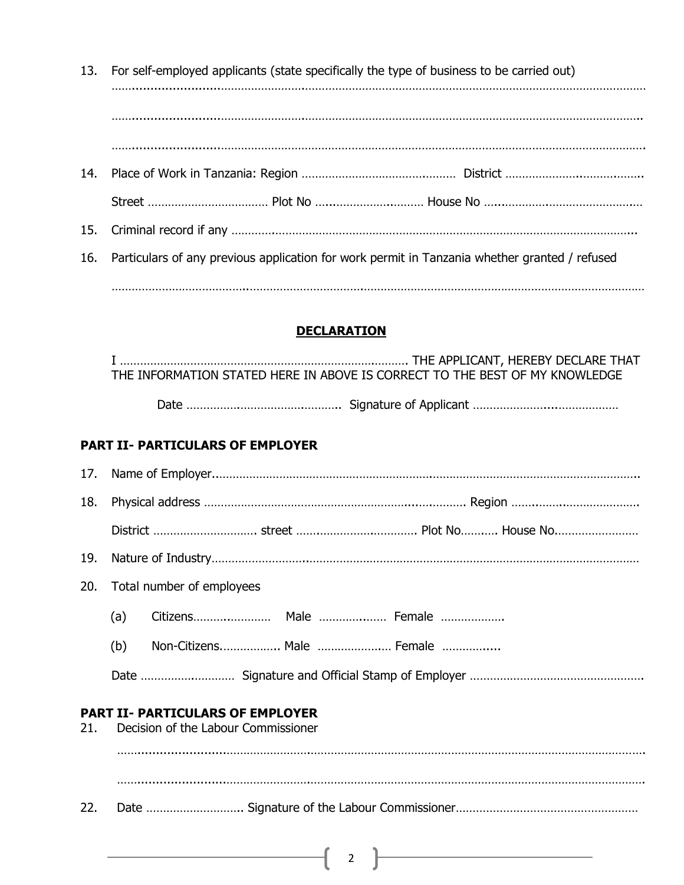13. For self-employed applicants (state specifically the type of business to be carried out)

    ……………………………………………………………………………………………………………………………………

    ……………………………………………………………………………………………………………………………………

    ……………………………………………………………………………………………………………………………………

14. Place of Work in Tanzania: Region ……………………………………… District ……………………………….

    Street ……………………………… Plot No ……………………………… House No ………………………………………

15. Criminal record if any ……………………………………………………………………………………………………

16. Particulars of any previous application for work permit in Tanzania whether granted / refused

    ……………………………………………………………………………………………………………………………………

## DECLARATION

I ………………………………………………………………………………. THE APPLICANT, HEREBY DECLARE THAT THE INFORMATION STATED HERE IN ABOVE IS CORRECT TO THE BEST OF MY KNOWLEDGE

Date ………………………………………. Signature of Applicant ……………………………………

## PART II- PARTICULARS OF EMPLOYER

17. Name of Employer……………………………………………………………………………………………………

18. Physical address ……………………………………………………………… Region ……………………………….

    District …………………………. street ……………………………… Plot No……….. House No……………………

19. Nature of Industry……………………………………………………………………………………………………

20. Total number of employees

    (a) Citizens…………………… Male ……………… Female ……………….

    (b) Non-Citizens…………….. Male ………………… Female ……………..

    Date ……………………… Signature and Official Stamp of Employer ……………………………………………

## PART II- PARTICULARS OF EMPLOYER

21. Decision of the Labour Commissioner

    ……………………………………………………………………………………………………………………………………

    ……………………………………………………………………………………………………………………………………

22. Date ……………………….. Signature of the Labour Commissioner………………………………………………